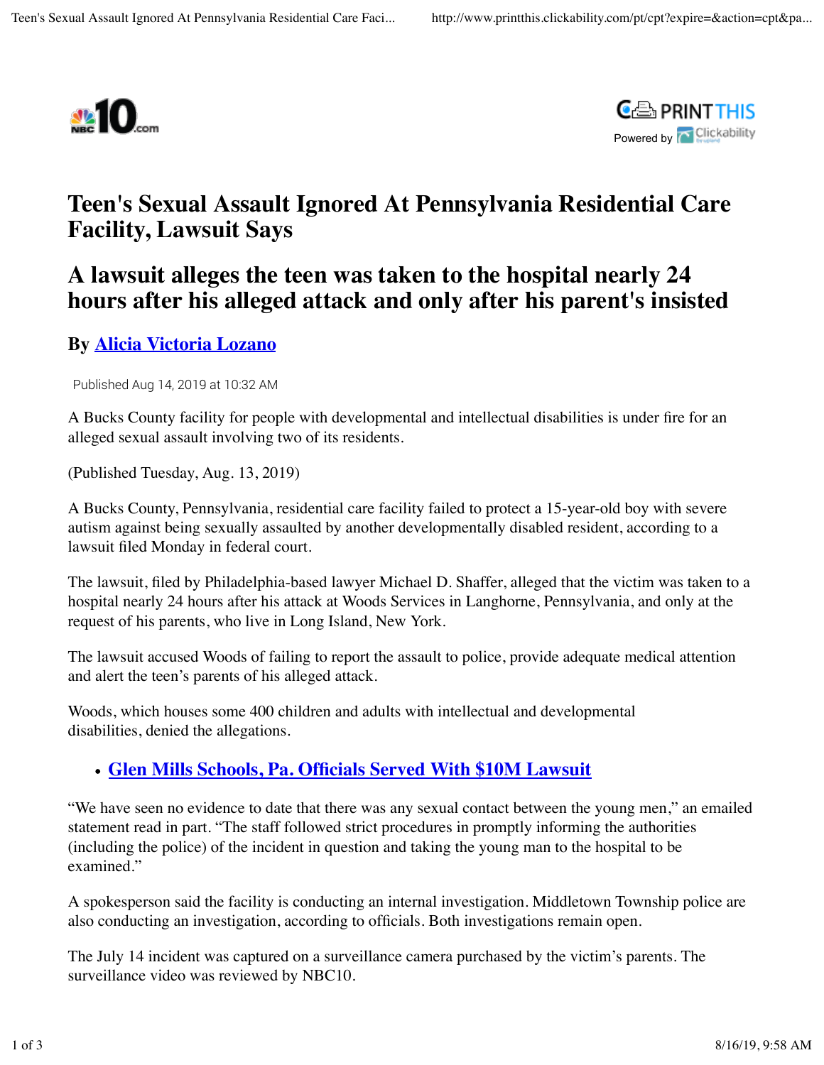# Teen's Sexual Assault Ignored At Pennsylvania Residential Care Facility, Lawsuit Says

## A lawsuit alleges the teen was taken to the hospital nearly 24 hours after his alleged attack and only after his parent's insisted

**By Alicia Victoria Lozano**

Published Aug 14, 2019 at 10:32 AM

A Bucks County facility for people with developmental and intellectual disabilities is under fire for an alleged sexual assault involving two of its residents.

(Published Tuesday, Aug. 13, 2019)

A Bucks County, Pennsylvania, residential care facility failed to protect a 15-year-old boy with severe autism against being sexually assaulted by another developmentally disabled resident, according to a lawsuit filed Monday in federal court.

The lawsuit, filed by Philadelphia-based lawyer Michael D. Shaffer, alleged that the victim was taken to a hospital nearly 24 hours after his attack at Woods Services in Langhorne, Pennsylvania, and only at the request of his parents, who live in Long Island, New York.

The lawsuit accused Woods of failing to report the assault to police, provide adequate medical attention and alert the teen's parents of his alleged attack.

Woods, which houses some 400 children and adults with intellectual and developmental disabilities, denied the allegations.

- **Glen Mills Schools, Pa. Officials Served With $10M Lawsuit**

"We have seen no evidence to date that there was any sexual contact between the young men," an emailed statement read in part. "The staff followed strict procedures in promptly informing the authorities (including the police) of the incident in question and taking the young man to the hospital to be examined."

A spokesperson said the facility is conducting an internal investigation. Middletown Township police are also conducting an investigation, according to officials. Both investigations remain open.

The July 14 incident was captured on a surveillance camera purchased by the victim's parents. The surveillance video was reviewed by NBC10.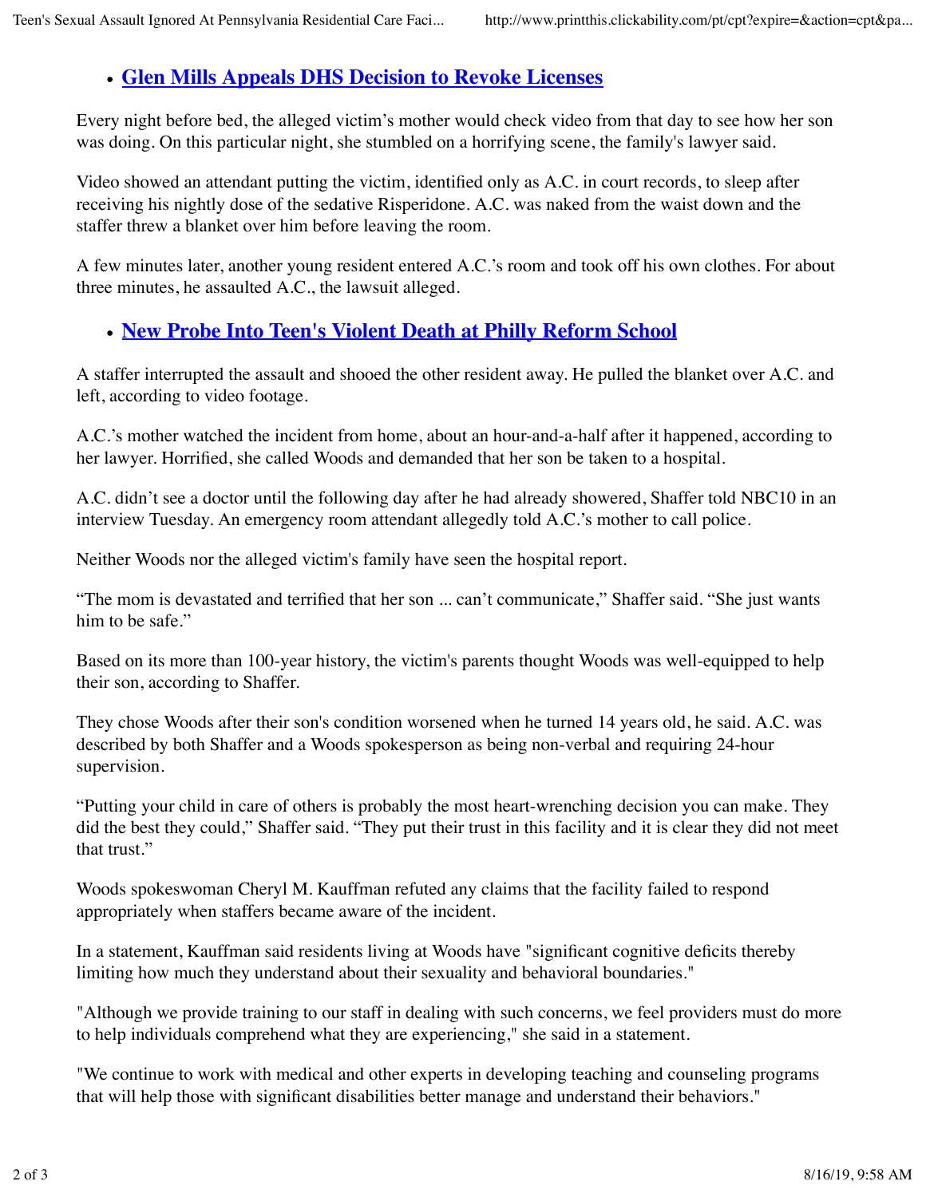- [Glen Mills Appeals DHS Decision to Revoke Licenses]()

Every night before bed, the alleged victim's mother would check video from that day to see how her son was doing. On this particular night, she stumbled on a horrifying scene, the family's lawyer said.

Video showed an attendant putting the victim, identified only as A.C. in court records, to sleep after receiving his nightly dose of the sedative Risperidone. A.C. was naked from the waist down and the staffer threw a blanket over him before leaving the room.

A few minutes later, another young resident entered A.C.'s room and took off his own clothes. For about three minutes, he assaulted A.C., the lawsuit alleged.

- [New Probe Into Teen's Violent Death at Philly Reform School]()

A staffer interrupted the assault and shooed the other resident away. He pulled the blanket over A.C. and left, according to video footage.

A.C.'s mother watched the incident from home, about an hour-and-a-half after it happened, according to her lawyer. Horrified, she called Woods and demanded that her son be taken to a hospital.

A.C. didn't see a doctor until the following day after he had already showered, Shaffer told NBC10 in an interview Tuesday. An emergency room attendant allegedly told A.C.'s mother to call police.

Neither Woods nor the alleged victim's family have seen the hospital report.

"The mom is devastated and terrified that her son ... can't communicate," Shaffer said. "She just wants him to be safe."

Based on its more than 100-year history, the victim's parents thought Woods was well-equipped to help their son, according to Shaffer.

They chose Woods after their son's condition worsened when he turned 14 years old, he said. A.C. was described by both Shaffer and a Woods spokesperson as being non-verbal and requiring 24-hour supervision.

"Putting your child in care of others is probably the most heart-wrenching decision you can make. They did the best they could," Shaffer said. "They put their trust in this facility and it is clear they did not meet that trust."

Woods spokeswoman Cheryl M. Kauffman refuted any claims that the facility failed to respond appropriately when staffers became aware of the incident.

In a statement, Kauffman said residents living at Woods have "significant cognitive deficits thereby limiting how much they understand about their sexuality and behavioral boundaries."

"Although we provide training to our staff in dealing with such concerns, we feel providers must do more to help individuals comprehend what they are experiencing," she said in a statement.

"We continue to work with medical and other experts in developing teaching and counseling programs that will help those with significant disabilities better manage and understand their behaviors."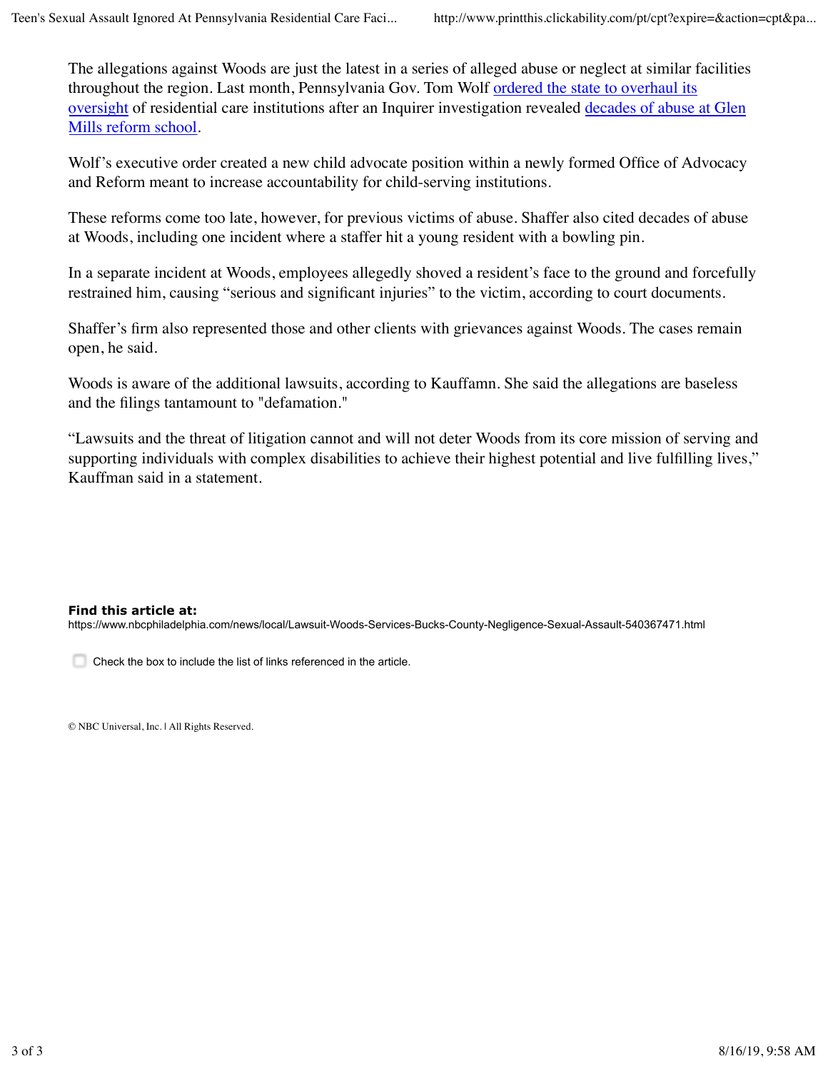The allegations against Woods are just the latest in a series of alleged abuse or neglect at similar facilities throughout the region. Last month, Pennsylvania Gov. Tom Wolf ordered the state to overhaul its oversight of residential care institutions after an Inquirer investigation revealed decades of abuse at Glen Mills reform school.

Wolf's executive order created a new child advocate position within a newly formed Office of Advocacy and Reform meant to increase accountability for child-serving institutions.

These reforms come too late, however, for previous victims of abuse. Shaffer also cited decades of abuse at Woods, including one incident where a staffer hit a young resident with a bowling pin.

In a separate incident at Woods, employees allegedly shoved a resident's face to the ground and forcefully restrained him, causing "serious and significant injuries" to the victim, according to court documents.

Shaffer's firm also represented those and other clients with grievances against Woods. The cases remain open, he said.

Woods is aware of the additional lawsuits, according to Kauffamn. She said the allegations are baseless and the filings tantamount to "defamation."

"Lawsuits and the threat of litigation cannot and will not deter Woods from its core mission of serving and supporting individuals with complex disabilities to achieve their highest potential and live fulfilling lives," Kauffman said in a statement.

**Find this article at:**
https://www.nbcphiladelphia.com/news/local/Lawsuit-Woods-Services-Bucks-County-Negligence-Sexual-Assault-540367471.html

Check the box to include the list of links referenced in the article.

© NBC Universal, Inc. | All Rights Reserved.